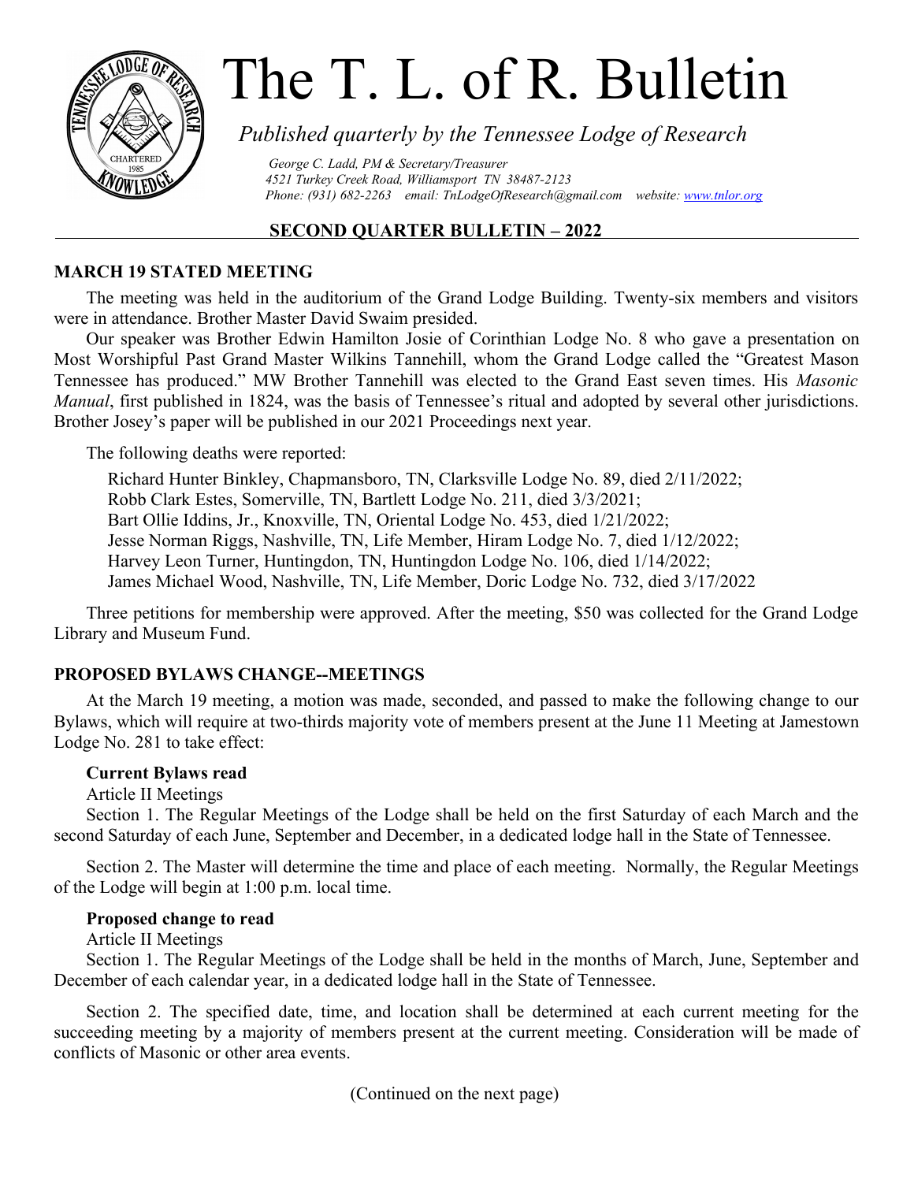# The T. L. of R. Bulletin

*Published quarterly by the Tennessee Lodge of Research*

*George C. Ladd, PM & Secretary/Treasurer*
*4521 Turkey Creek Road, Williamsport TN 38487-2123*
*Phone: (931) 682-2263 email: TnLodgeOfResearch@gmail.com website: www.tnlor.org*

**SECOND QUARTER BULLETIN – 2022**

## MARCH 19 STATED MEETING

The meeting was held in the auditorium of the Grand Lodge Building. Twenty-six members and visitors were in attendance. Brother Master David Swaim presided.

Our speaker was Brother Edwin Hamilton Josie of Corinthian Lodge No. 8 who gave a presentation on Most Worshipful Past Grand Master Wilkins Tannehill, whom the Grand Lodge called the "Greatest Mason Tennessee has produced." MW Brother Tannehill was elected to the Grand East seven times. His *Masonic Manual*, first published in 1824, was the basis of Tennessee's ritual and adopted by several other jurisdictions. Brother Josey's paper will be published in our 2021 Proceedings next year.

The following deaths were reported:

Richard Hunter Binkley, Chapmansboro, TN, Clarksville Lodge No. 89, died 2/11/2022;
Robb Clark Estes, Somerville, TN, Bartlett Lodge No. 211, died 3/3/2021;
Bart Ollie Iddins, Jr., Knoxville, TN, Oriental Lodge No. 453, died 1/21/2022;
Jesse Norman Riggs, Nashville, TN, Life Member, Hiram Lodge No. 7, died 1/12/2022;
Harvey Leon Turner, Huntingdon, TN, Huntingdon Lodge No. 106, died 1/14/2022;
James Michael Wood, Nashville, TN, Life Member, Doric Lodge No. 732, died 3/17/2022

Three petitions for membership were approved. After the meeting, $50 was collected for the Grand Lodge Library and Museum Fund.

## PROPOSED BYLAWS CHANGE--MEETINGS

At the March 19 meeting, a motion was made, seconded, and passed to make the following change to our Bylaws, which will require at two-thirds majority vote of members present at the June 11 Meeting at Jamestown Lodge No. 281 to take effect:

**Current Bylaws read**

Article II Meetings

Section 1. The Regular Meetings of the Lodge shall be held on the first Saturday of each March and the second Saturday of each June, September and December, in a dedicated lodge hall in the State of Tennessee.

Section 2. The Master will determine the time and place of each meeting. Normally, the Regular Meetings of the Lodge will begin at 1:00 p.m. local time.

**Proposed change to read**

Article II Meetings

Section 1. The Regular Meetings of the Lodge shall be held in the months of March, June, September and December of each calendar year, in a dedicated lodge hall in the State of Tennessee.

Section 2. The specified date, time, and location shall be determined at each current meeting for the succeeding meeting by a majority of members present at the current meeting. Consideration will be made of conflicts of Masonic or other area events.

(Continued on the next page)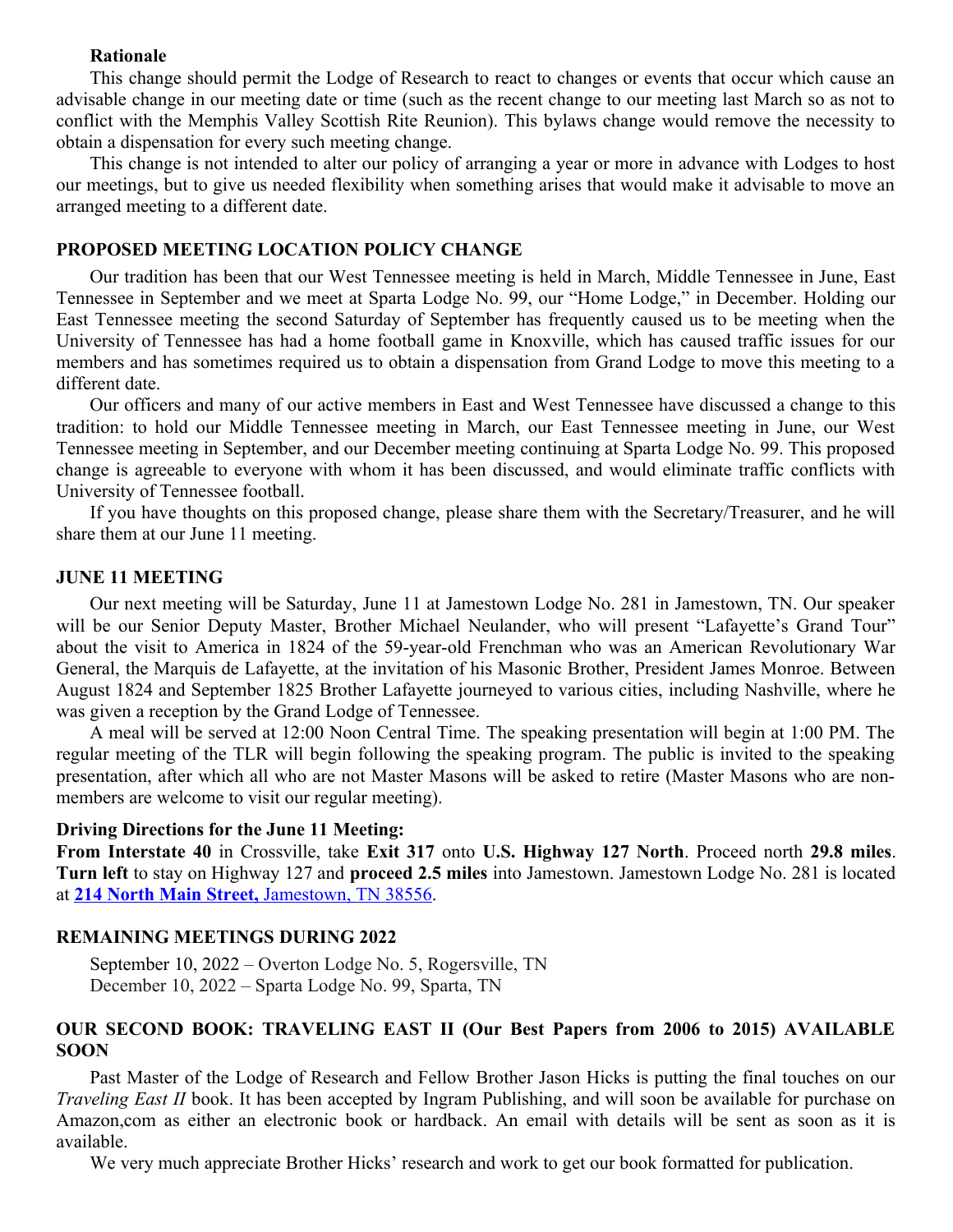**Rationale**

This change should permit the Lodge of Research to react to changes or events that occur which cause an advisable change in our meeting date or time (such as the recent change to our meeting last March so as not to conflict with the Memphis Valley Scottish Rite Reunion). This bylaws change would remove the necessity to obtain a dispensation for every such meeting change.

This change is not intended to alter our policy of arranging a year or more in advance with Lodges to host our meetings, but to give us needed flexibility when something arises that would make it advisable to move an arranged meeting to a different date.

## PROPOSED MEETING LOCATION POLICY CHANGE

Our tradition has been that our West Tennessee meeting is held in March, Middle Tennessee in June, East Tennessee in September and we meet at Sparta Lodge No. 99, our "Home Lodge," in December. Holding our East Tennessee meeting the second Saturday of September has frequently caused us to be meeting when the University of Tennessee has had a home football game in Knoxville, which has caused traffic issues for our members and has sometimes required us to obtain a dispensation from Grand Lodge to move this meeting to a different date.

Our officers and many of our active members in East and West Tennessee have discussed a change to this tradition: to hold our Middle Tennessee meeting in March, our East Tennessee meeting in June, our West Tennessee meeting in September, and our December meeting continuing at Sparta Lodge No. 99. This proposed change is agreeable to everyone with whom it has been discussed, and would eliminate traffic conflicts with University of Tennessee football.

If you have thoughts on this proposed change, please share them with the Secretary/Treasurer, and he will share them at our June 11 meeting.

## JUNE 11 MEETING

Our next meeting will be Saturday, June 11 at Jamestown Lodge No. 281 in Jamestown, TN. Our speaker will be our Senior Deputy Master, Brother Michael Neulander, who will present "Lafayette's Grand Tour" about the visit to America in 1824 of the 59-year-old Frenchman who was an American Revolutionary War General, the Marquis de Lafayette, at the invitation of his Masonic Brother, President James Monroe. Between August 1824 and September 1825 Brother Lafayette journeyed to various cities, including Nashville, where he was given a reception by the Grand Lodge of Tennessee.

A meal will be served at 12:00 Noon Central Time. The speaking presentation will begin at 1:00 PM. The regular meeting of the TLR will begin following the speaking program. The public is invited to the speaking presentation, after which all who are not Master Masons will be asked to retire (Master Masons who are non-members are welcome to visit our regular meeting).

**Driving Directions for the June 11 Meeting:**
**From Interstate 40** in Crossville, take **Exit 317** onto **U.S. Highway 127 North**. Proceed north **29.8 miles**. **Turn left** to stay on Highway 127 and **proceed 2.5 miles** into Jamestown. Jamestown Lodge No. 281 is located at **214 North Main Street,** Jamestown, TN 38556.

## REMAINING MEETINGS DURING 2022

September 10, 2022 – Overton Lodge No. 5, Rogersville, TN
December 10, 2022 – Sparta Lodge No. 99, Sparta, TN

## OUR SECOND BOOK: TRAVELING EAST II (Our Best Papers from 2006 to 2015) AVAILABLE SOON

Past Master of the Lodge of Research and Fellow Brother Jason Hicks is putting the final touches on our *Traveling East II* book. It has been accepted by Ingram Publishing, and will soon be available for purchase on Amazon,com as either an electronic book or hardback. An email with details will be sent as soon as it is available.

We very much appreciate Brother Hicks' research and work to get our book formatted for publication.